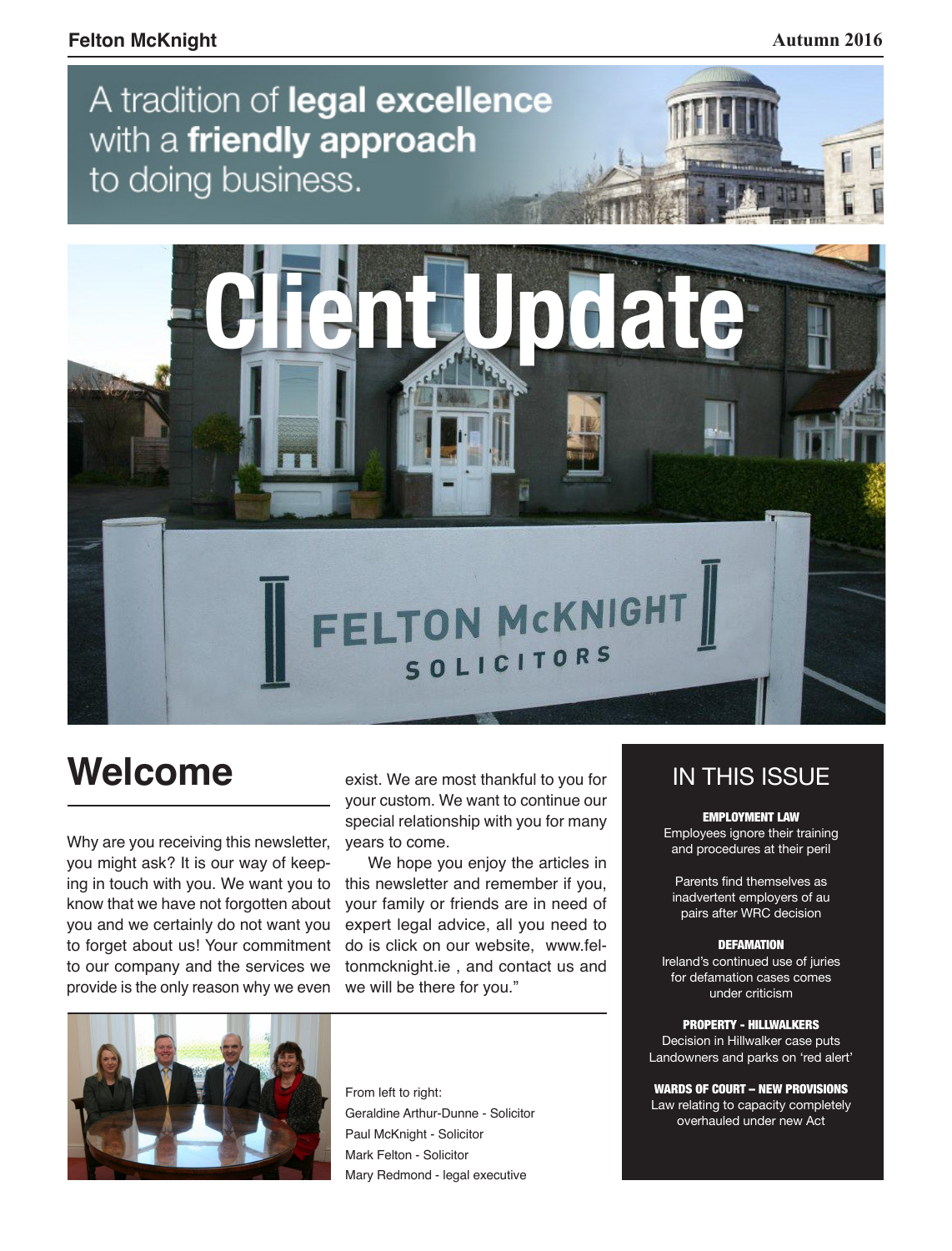A tradition of **legal excellence** with a **friendly approach** to doing business.

# Client Update

## Welcome

Why are you receiving this newsletter, you might ask? It is our way of keeping in touch with you. We want you to know that we have not forgotten about you and we certainly do not want you to forget about us! Your commitment to our company and the services we provide is the only reason why we even exist. We are most thankful to you for your custom. We want to continue our special relationship with you for many years to come.

We hope you enjoy the articles in this newsletter and remember if you, your family or friends are in need of expert legal advice, all you need to do is click on our website, www.feltonmcknight.ie , and contact us and we will be there for you."

From left to right:
Geraldine Arthur-Dunne - Solicitor
Paul McKnight - Solicitor
Mark Felton - Solicitor
Mary Redmond - legal executive

## IN THIS ISSUE

**EMPLOYMENT LAW**
Employees ignore their training and procedures at their peril

Parents find themselves as inadvertent employers of au pairs after WRC decision

**DEFAMATION**
Ireland's continued use of juries for defamation cases comes under criticism

**PROPERTY - HILLWALKERS**
Decision in Hillwalker case puts Landowners and parks on 'red alert'

**WARDS OF COURT – NEW PROVISIONS**
Law relating to capacity completely overhauled under new Act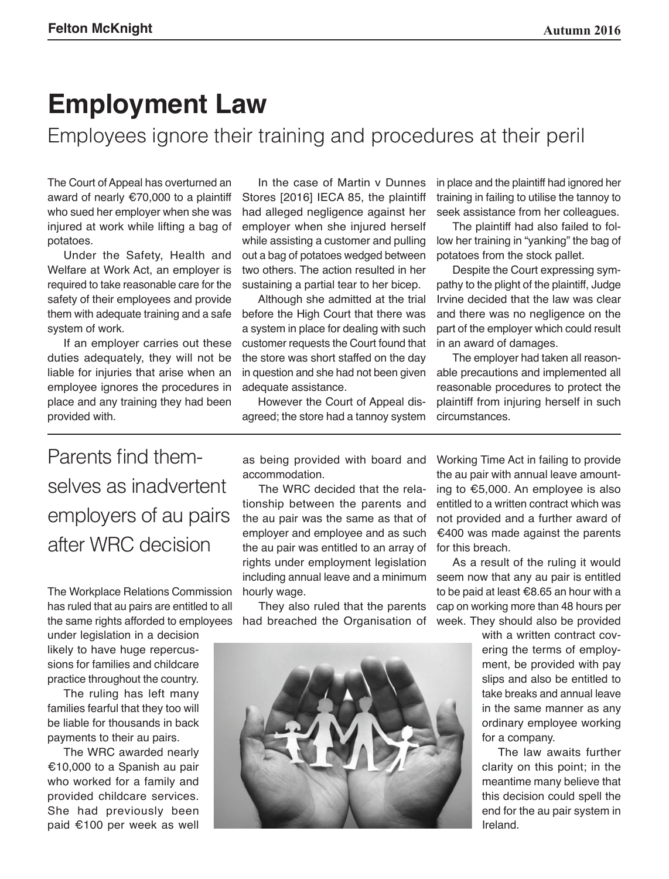# Employment Law

## Employees ignore their training and procedures at their peril

The Court of Appeal has overturned an award of nearly €70,000 to a plaintiff who sued her employer when she was injured at work while lifting a bag of potatoes.

Under the Safety, Health and Welfare at Work Act, an employer is required to take reasonable care for the safety of their employees and provide them with adequate training and a safe system of work.

If an employer carries out these duties adequately, they will not be liable for injuries that arise when an employee ignores the procedures in place and any training they had been provided with.

In the case of Martin v Dunnes Stores [2016] IECA 85, the plaintiff had alleged negligence against her employer when she injured herself while assisting a customer and pulling out a bag of potatoes wedged between two others. The action resulted in her sustaining a partial tear to her bicep.

Although she admitted at the trial before the High Court that there was a system in place for dealing with such customer requests the Court found that the store was short staffed on the day in question and she had not been given adequate assistance.

However the Court of Appeal disagreed; the store had a tannoy system in place and the plaintiff had ignored her training in failing to utilise the tannoy to seek assistance from her colleagues.

The plaintiff had also failed to follow her training in "yanking" the bag of potatoes from the stock pallet.

Despite the Court expressing sympathy to the plight of the plaintiff, Judge Irvine decided that the law was clear and there was no negligence on the part of the employer which could result in an award of damages.

The employer had taken all reasonable precautions and implemented all reasonable procedures to protect the plaintiff from injuring herself in such circumstances.

---

## Parents find themselves as inadvertent employers of au pairs after WRC decision

The Workplace Relations Commission has ruled that au pairs are entitled to all the same rights afforded to employees under legislation in a decision likely to have huge repercussions for families and childcare practice throughout the country.

The ruling has left many families fearful that they too will be liable for thousands in back payments to their au pairs.

The WRC awarded nearly €10,000 to a Spanish au pair who worked for a family and provided childcare services. She had previously been paid €100 per week as well as being provided with board and accommodation.

The WRC decided that the relationship between the parents and the au pair was the same as that of employer and employee and as such the au pair was entitled to an array of rights under employment legislation including annual leave and a minimum hourly wage.

They also ruled that the parents had breached the Organisation of Working Time Act in failing to provide the au pair with annual leave amounting to €5,000. An employee is also entitled to a written contract which was not provided and a further award of €400 was made against the parents for this breach.

As a result of the ruling it would seem now that any au pair is entitled to be paid at least €8.65 an hour with a cap on working more than 48 hours per week. They should also be provided with a written contract covering the terms of employment, be provided with pay slips and also be entitled to take breaks and annual leave in the same manner as any ordinary employee working for a company.

The law awaits further clarity on this point; in the meantime many believe that this decision could spell the end for the au pair system in Ireland.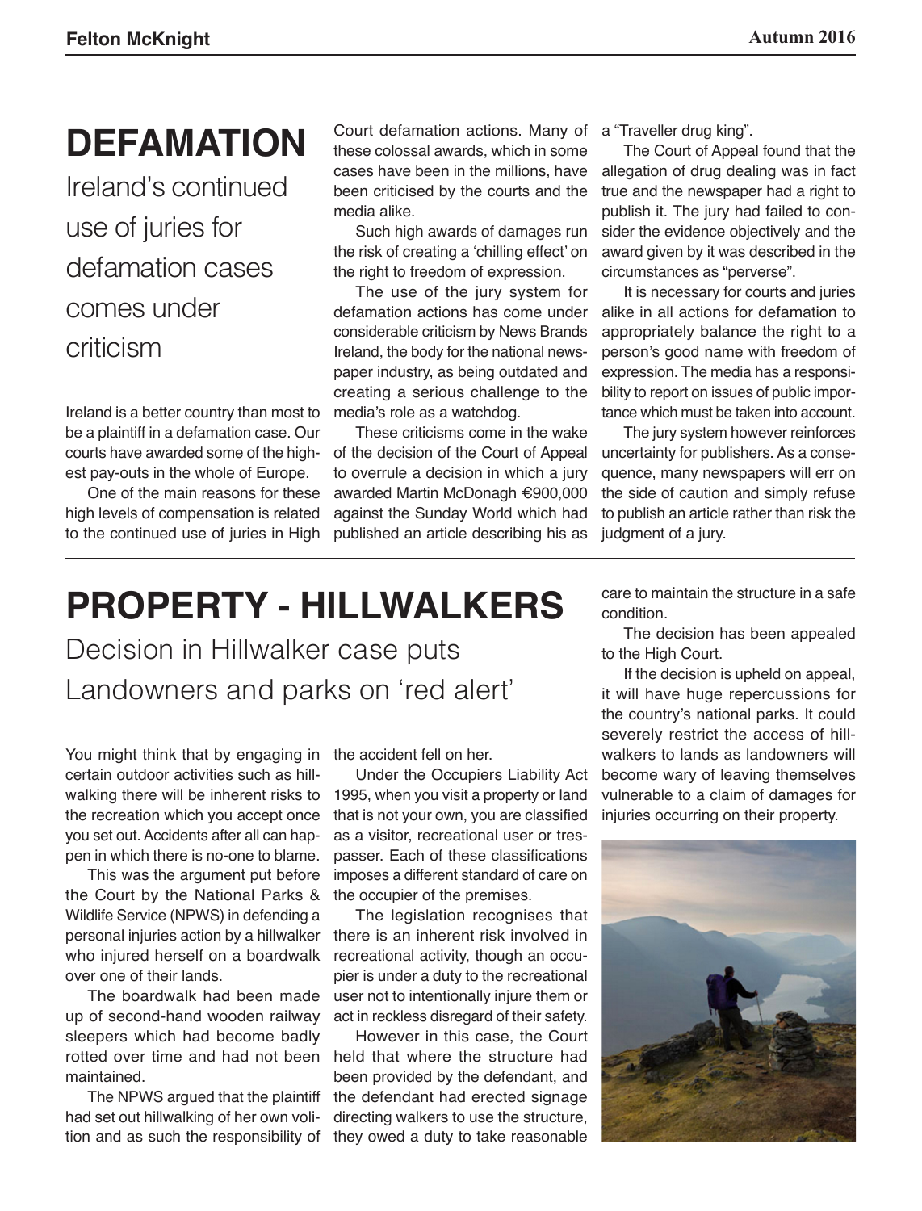# DEFAMATION

## Ireland's continued use of juries for defamation cases comes under criticism

Ireland is a better country than most to be a plaintiff in a defamation case. Our courts have awarded some of the highest pay-outs in the whole of Europe.

One of the main reasons for these high levels of compensation is related to the continued use of juries in High Court defamation actions. Many of these colossal awards, which in some cases have been in the millions, have been criticised by the courts and the media alike.

Such high awards of damages run the risk of creating a 'chilling effect' on the right to freedom of expression.

The use of the jury system for defamation actions has come under considerable criticism by News Brands Ireland, the body for the national newspaper industry, as being outdated and creating a serious challenge to the media's role as a watchdog.

These criticisms come in the wake of the decision of the Court of Appeal to overrule a decision in which a jury awarded Martin McDonagh €900,000 against the Sunday World which had published an article describing his as a "Traveller drug king".

The Court of Appeal found that the allegation of drug dealing was in fact true and the newspaper had a right to publish it. The jury had failed to consider the evidence objectively and the award given by it was described in the circumstances as "perverse".

It is necessary for courts and juries alike in all actions for defamation to appropriately balance the right to a person's good name with freedom of expression. The media has a responsibility to report on issues of public importance which must be taken into account.

The jury system however reinforces uncertainty for publishers. As a consequence, many newspapers will err on the side of caution and simply refuse to publish an article rather than risk the judgment of a jury.

# PROPERTY - HILLWALKERS

## Decision in Hillwalker case puts Landowners and parks on 'red alert'

You might think that by engaging in certain outdoor activities such as hillwalking there will be inherent risks to the recreation which you accept once you set out. Accidents after all can happen in which there is no-one to blame.

This was the argument put before the Court by the National Parks & Wildlife Service (NPWS) in defending a personal injuries action by a hillwalker who injured herself on a boardwalk over one of their lands.

The boardwalk had been made up of second-hand wooden railway sleepers which had become badly rotted over time and had not been maintained.

The NPWS argued that the plaintiff had set out hillwalking of her own volition and as such the responsibility of the accident fell on her.

Under the Occupiers Liability Act 1995, when you visit a property or land that is not your own, you are classified as a visitor, recreational user or trespasser. Each of these classifications imposes a different standard of care on the occupier of the premises.

The legislation recognises that there is an inherent risk involved in recreational activity, though an occupier is under a duty to the recreational user not to intentionally injure them or act in reckless disregard of their safety.

However in this case, the Court held that where the structure had been provided by the defendant, and the defendant had erected signage directing walkers to use the structure, they owed a duty to take reasonable care to maintain the structure in a safe condition.

The decision has been appealed to the High Court.

If the decision is upheld on appeal, it will have huge repercussions for the country's national parks. It could severely restrict the access of hillwalkers to lands as landowners will become wary of leaving themselves vulnerable to a claim of damages for injuries occurring on their property.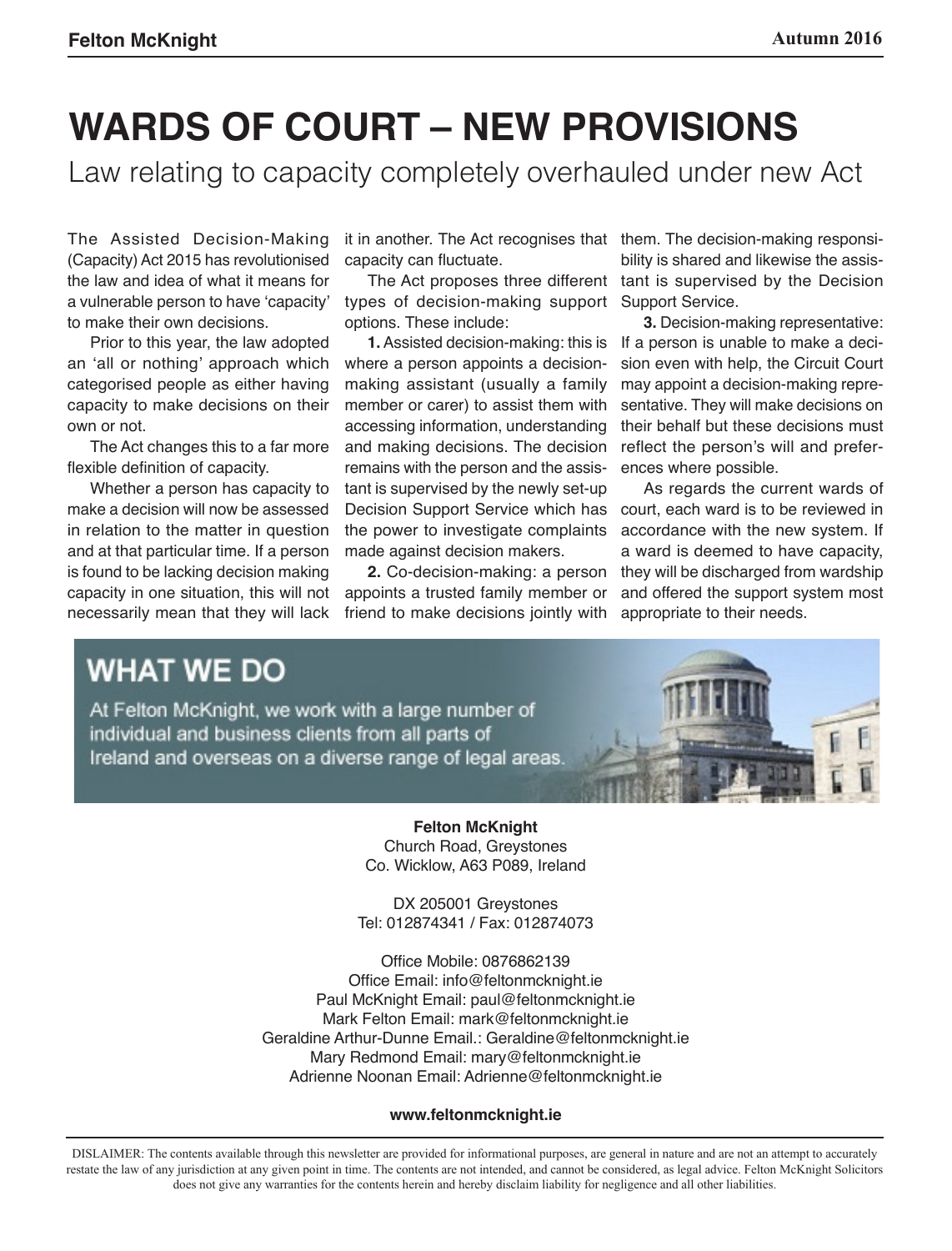# WARDS OF COURT – NEW PROVISIONS

## Law relating to capacity completely overhauled under new Act

The Assisted Decision-Making (Capacity) Act 2015 has revolutionised the law and idea of what it means for a vulnerable person to have 'capacity' to make their own decisions.

Prior to this year, the law adopted an 'all or nothing' approach which categorised people as either having capacity to make decisions on their own or not.

The Act changes this to a far more flexible definition of capacity.

Whether a person has capacity to make a decision will now be assessed in relation to the matter in question and at that particular time. If a person is found to be lacking decision making capacity in one situation, this will not necessarily mean that they will lack it in another. The Act recognises that capacity can fluctuate.

The Act proposes three different types of decision-making support options. These include:

**1.** Assisted decision-making: this is where a person appoints a decision-making assistant (usually a family member or carer) to assist them with accessing information, understanding and making decisions. The decision remains with the person and the assistant is supervised by the newly set-up Decision Support Service which has the power to investigate complaints made against decision makers.

**2.** Co-decision-making: a person appoints a trusted family member or friend to make decisions jointly with them. The decision-making responsibility is shared and likewise the assistant is supervised by the Decision Support Service.

**3.** Decision-making representative: If a person is unable to make a decision even with help, the Circuit Court may appoint a decision-making representative. They will make decisions on their behalf but these decisions must reflect the person's will and preferences where possible.

As regards the current wards of court, each ward is to be reviewed in accordance with the new system. If a ward is deemed to have capacity, they will be discharged from wardship and offered the support system most appropriate to their needs.

## WHAT WE DO

At Felton McKnight, we work with a large number of individual and business clients from all parts of Ireland and overseas on a diverse range of legal areas.

**Felton McKnight**
Church Road, Greystones
Co. Wicklow, A63 P089, Ireland

DX 205001 Greystones
Tel: 012874341 / Fax: 012874073

Office Mobile: 0876862139
Office Email: info@feltonmcknight.ie
Paul McKnight Email: paul@feltonmcknight.ie
Mark Felton Email: mark@feltonmcknight.ie
Geraldine Arthur-Dunne Email.: Geraldine@feltonmcknight.ie
Mary Redmond Email: mary@feltonmcknight.ie
Adrienne Noonan Email: Adrienne@feltonmcknight.ie

**www.feltonmcknight.ie**

DISLAIMER: The contents available through this newsletter are provided for informational purposes, are general in nature and are not an attempt to accurately restate the law of any jurisdiction at any given point in time. The contents are not intended, and cannot be considered, as legal advice. Felton McKnight Solicitors does not give any warranties for the contents herein and hereby disclaim liability for negligence and all other liabilities.